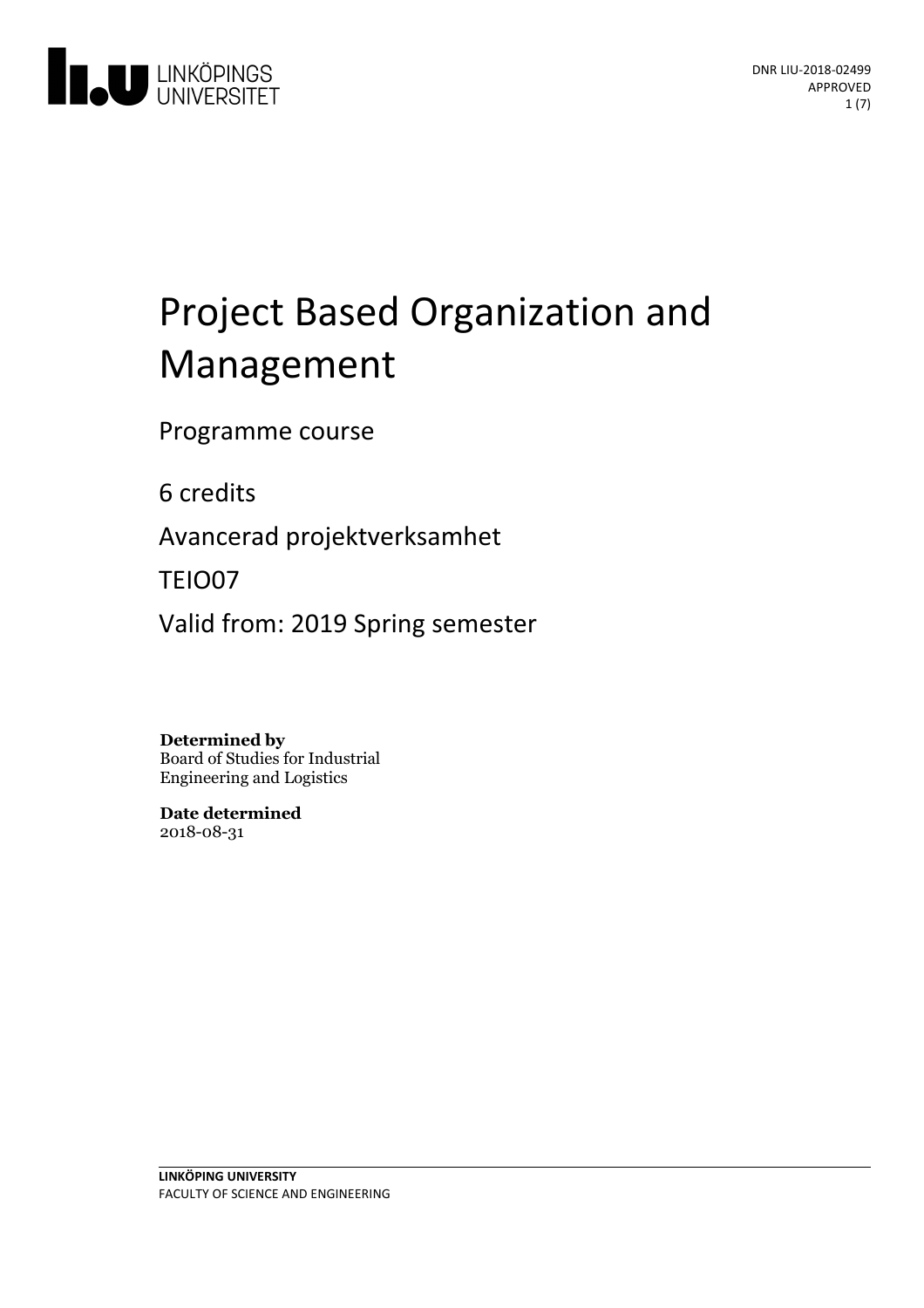# Project Based Organization and Management

Programme course

6 credits

Avancerad projektverksamhet

TEIO07

Valid from: 2019 Spring semester

**Determined by**
Board of Studies for Industrial Engineering and Logistics

**Date determined**
2018-08-31

**LINKÖPING UNIVERSITY**
FACULTY OF SCIENCE AND ENGINEERING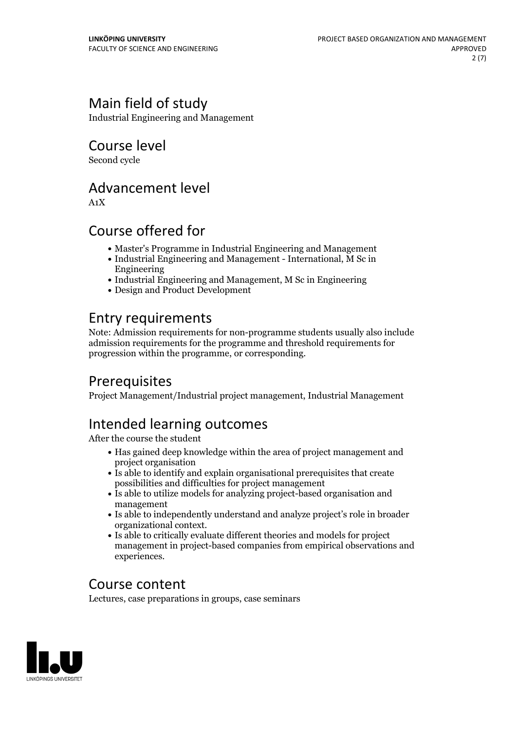## Main field of study

Industrial Engineering and Management

## Course level

Second cycle

## Advancement level

A1X

## Course offered for

- Master's Programme in Industrial Engineering and Management
- Industrial Engineering and Management - International, M Sc in Engineering
- Industrial Engineering and Management, M Sc in Engineering
- Design and Product Development

## Entry requirements

Note: Admission requirements for non-programme students usually also include admission requirements for the programme and threshold requirements for progression within the programme, or corresponding.

## Prerequisites

Project Management/Industrial project management, Industrial Management

## Intended learning outcomes

After the course the student

- Has gained deep knowledge within the area of project management and project organisation
- Is able to identify and explain organisational prerequisites that create possibilities and difficulties for project management
- Is able to utilize models for analyzing project-based organisation and management
- Is able to independently understand and analyze project's role in broader organizational context.
- Is able to critically evaluate different theories and models for project management in project-based companies from empirical observations and experiences.

## Course content

Lectures, case preparations in groups, case seminars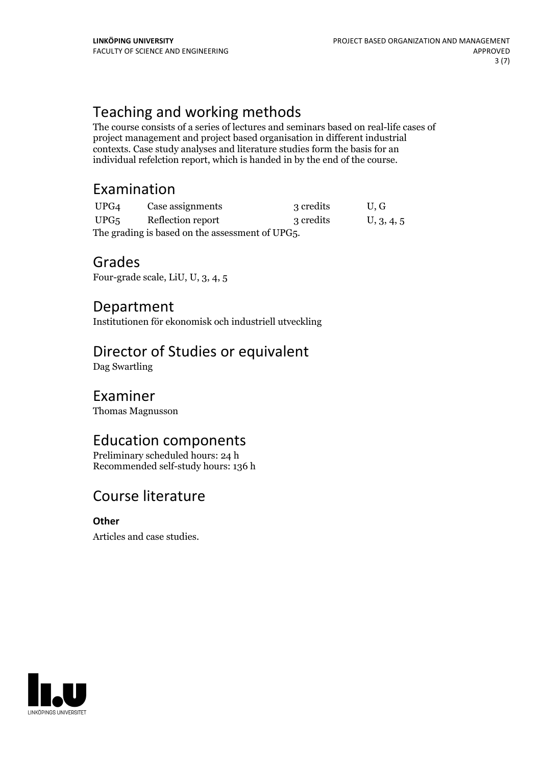## Teaching and working methods

The course consists of a series of lectures and seminars based on real-life cases of project management and project based organisation in different industrial contexts. Case study analyses and literature studies form the basis for an individual refelction report, which is handed in by the end of the course.

## Examination

| | | | |
|---|---|---|---|
| UPG4 | Case assignments | 3 credits | U, G |
| UPG5 | Reflection report | 3 credits | U, 3, 4, 5 |

The grading is based on the assessment of UPG5.

## Grades

Four-grade scale, LiU, U, 3, 4, 5

## Department

Institutionen för ekonomisk och industriell utveckling

## Director of Studies or equivalent

Dag Swartling

## Examiner

Thomas Magnusson

## Education components

Preliminary scheduled hours: 24 h
Recommended self-study hours: 136 h

## Course literature

**Other**

Articles and case studies.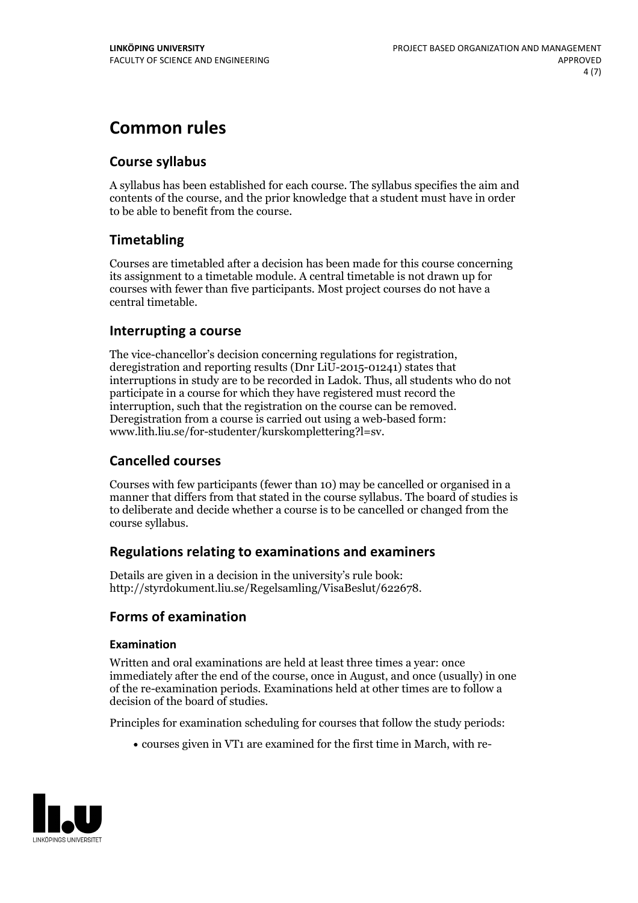# Common rules

## Course syllabus

A syllabus has been established for each course. The syllabus specifies the aim and contents of the course, and the prior knowledge that a student must have in order to be able to benefit from the course.

## Timetabling

Courses are timetabled after a decision has been made for this course concerning its assignment to a timetable module. A central timetable is not drawn up for courses with fewer than five participants. Most project courses do not have a central timetable.

## Interrupting a course

The vice-chancellor's decision concerning regulations for registration, deregistration and reporting results (Dnr LiU-2015-01241) states that interruptions in study are to be recorded in Ladok. Thus, all students who do not participate in a course for which they have registered must record the interruption, such that the registration on the course can be removed. Deregistration from a course is carried out using a web-based form: www.lith.liu.se/for-studenter/kurskomplettering?l=sv.

## Cancelled courses

Courses with few participants (fewer than 10) may be cancelled or organised in a manner that differs from that stated in the course syllabus. The board of studies is to deliberate and decide whether a course is to be cancelled or changed from the course syllabus.

## Regulations relating to examinations and examiners

Details are given in a decision in the university's rule book: http://styrdokument.liu.se/Regelsamling/VisaBeslut/622678.

## Forms of examination

### Examination

Written and oral examinations are held at least three times a year: once immediately after the end of the course, once in August, and once (usually) in one of the re-examination periods. Examinations held at other times are to follow a decision of the board of studies.

Principles for examination scheduling for courses that follow the study periods:

- courses given in VT1 are examined for the first time in March, with re-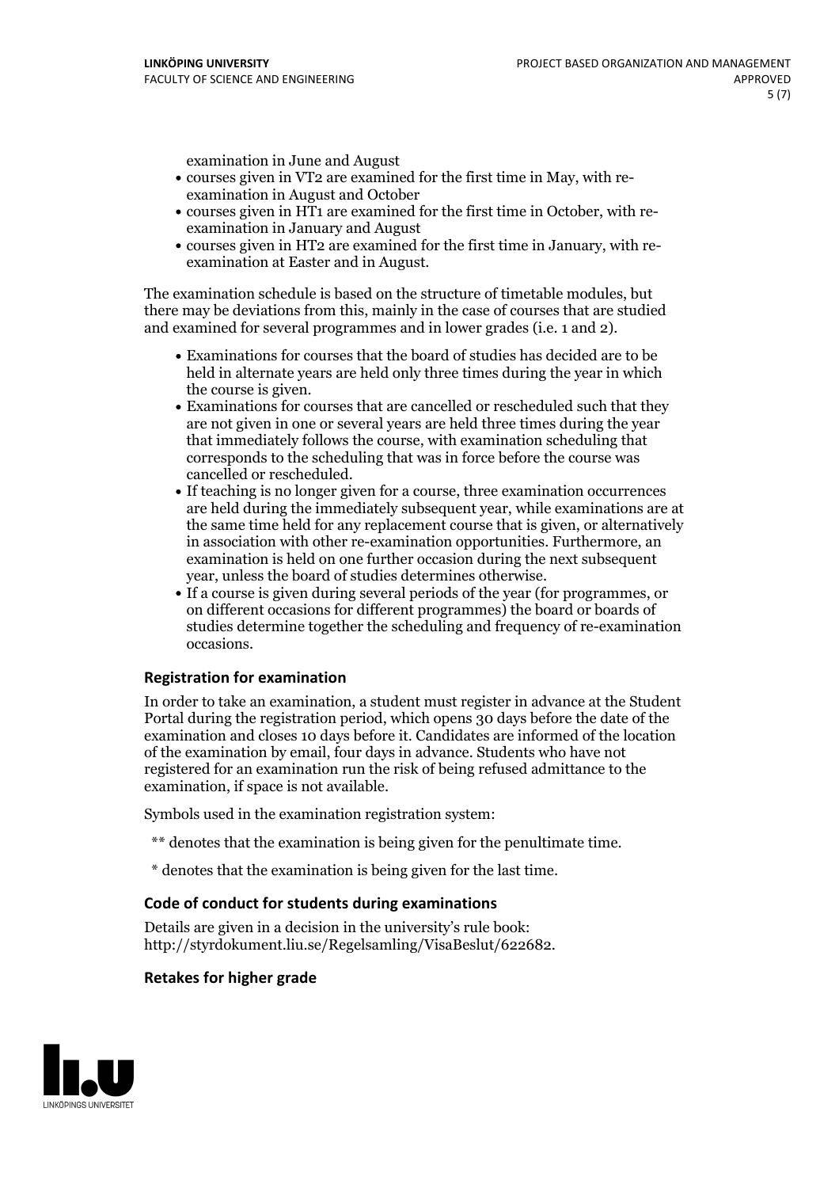examination in June and August

- courses given in VT2 are examined for the first time in May, with re-examination in August and October
- courses given in HT1 are examined for the first time in October, with re-examination in January and August
- courses given in HT2 are examined for the first time in January, with re-examination at Easter and in August.

The examination schedule is based on the structure of timetable modules, but there may be deviations from this, mainly in the case of courses that are studied and examined for several programmes and in lower grades (i.e. 1 and 2).

- Examinations for courses that the board of studies has decided are to be held in alternate years are held only three times during the year in which the course is given.
- Examinations for courses that are cancelled or rescheduled such that they are not given in one or several years are held three times during the year that immediately follows the course, with examination scheduling that corresponds to the scheduling that was in force before the course was cancelled or rescheduled.
- If teaching is no longer given for a course, three examination occurrences are held during the immediately subsequent year, while examinations are at the same time held for any replacement course that is given, or alternatively in association with other re-examination opportunities. Furthermore, an examination is held on one further occasion during the next subsequent year, unless the board of studies determines otherwise.
- If a course is given during several periods of the year (for programmes, or on different occasions for different programmes) the board or boards of studies determine together the scheduling and frequency of re-examination occasions.

### Registration for examination

In order to take an examination, a student must register in advance at the Student Portal during the registration period, which opens 30 days before the date of the examination and closes 10 days before it. Candidates are informed of the location of the examination by email, four days in advance. Students who have not registered for an examination run the risk of being refused admittance to the examination, if space is not available.

Symbols used in the examination registration system:

** denotes that the examination is being given for the penultimate time.

* denotes that the examination is being given for the last time.

### Code of conduct for students during examinations

Details are given in a decision in the university's rule book: http://styrdokument.liu.se/Regelsamling/VisaBeslut/622682.

### Retakes for higher grade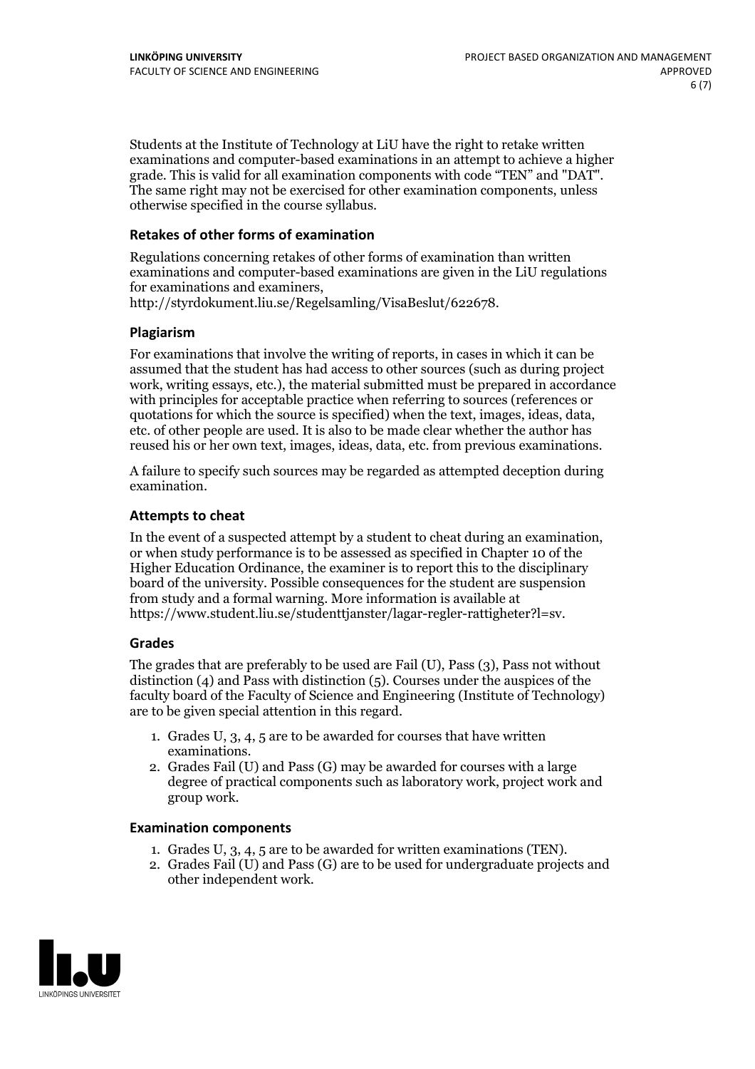Students at the Institute of Technology at LiU have the right to retake written examinations and computer-based examinations in an attempt to achieve a higher grade. This is valid for all examination components with code "TEN" and "DAT". The same right may not be exercised for other examination components, unless otherwise specified in the course syllabus.

### Retakes of other forms of examination

Regulations concerning retakes of other forms of examination than written examinations and computer-based examinations are given in the LiU regulations for examinations and examiners, http://styrdokument.liu.se/Regelsamling/VisaBeslut/622678.

### Plagiarism

For examinations that involve the writing of reports, in cases in which it can be assumed that the student has had access to other sources (such as during project work, writing essays, etc.), the material submitted must be prepared in accordance with principles for acceptable practice when referring to sources (references or quotations for which the source is specified) when the text, images, ideas, data, etc. of other people are used. It is also to be made clear whether the author has reused his or her own text, images, ideas, data, etc. from previous examinations.

A failure to specify such sources may be regarded as attempted deception during examination.

### Attempts to cheat

In the event of a suspected attempt by a student to cheat during an examination, or when study performance is to be assessed as specified in Chapter 10 of the Higher Education Ordinance, the examiner is to report this to the disciplinary board of the university. Possible consequences for the student are suspension from study and a formal warning. More information is available at https://www.student.liu.se/studenttjanster/lagar-regler-rattigheter?l=sv.

### Grades

The grades that are preferably to be used are Fail (U), Pass (3), Pass not without distinction (4) and Pass with distinction (5). Courses under the auspices of the faculty board of the Faculty of Science and Engineering (Institute of Technology) are to be given special attention in this regard.

1. Grades U, 3, 4, 5 are to be awarded for courses that have written examinations.
2. Grades Fail (U) and Pass (G) may be awarded for courses with a large degree of practical components such as laboratory work, project work and group work.

### Examination components

1. Grades U, 3, 4, 5 are to be awarded for written examinations (TEN).
2. Grades Fail (U) and Pass (G) are to be used for undergraduate projects and other independent work.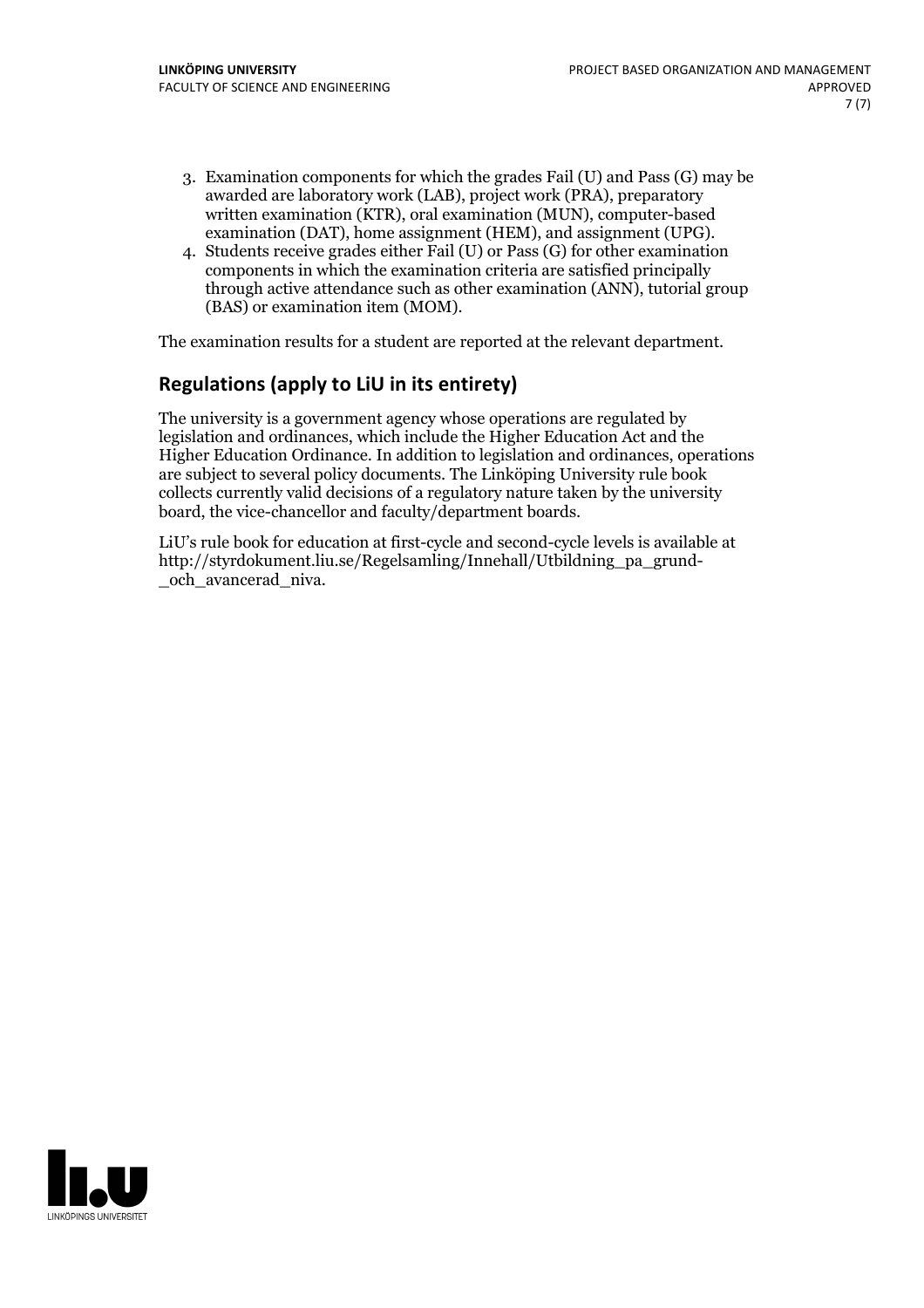3. Examination components for which the grades Fail (U) and Pass (G) may be awarded are laboratory work (LAB), project work (PRA), preparatory written examination (KTR), oral examination (MUN), computer-based examination (DAT), home assignment (HEM), and assignment (UPG).
4. Students receive grades either Fail (U) or Pass (G) for other examination components in which the examination criteria are satisfied principally through active attendance such as other examination (ANN), tutorial group (BAS) or examination item (MOM).

The examination results for a student are reported at the relevant department.

## Regulations (apply to LiU in its entirety)

The university is a government agency whose operations are regulated by legislation and ordinances, which include the Higher Education Act and the Higher Education Ordinance. In addition to legislation and ordinances, operations are subject to several policy documents. The Linköping University rule book collects currently valid decisions of a regulatory nature taken by the university board, the vice-chancellor and faculty/department boards.

LiU's rule book for education at first-cycle and second-cycle levels is available at http://styrdokument.liu.se/Regelsamling/Innehall/Utbildning_pa_grund-_och_avancerad_niva.